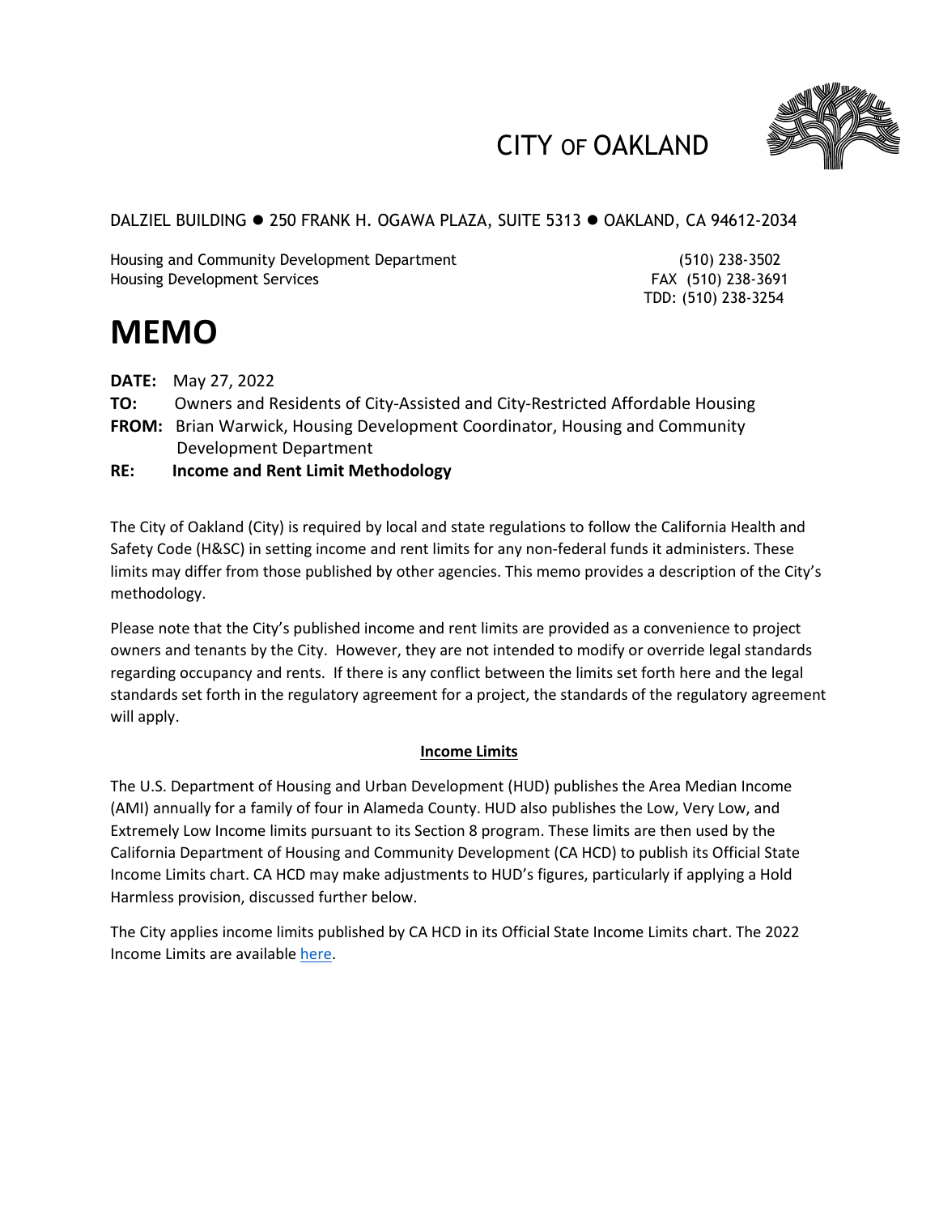# CITY OF OAKLAND

DALZIEL BUILDING ● 250 FRANK H. OGAWA PLAZA, SUITE 5313 ● OAKLAND, CA 94612-2034

Housing and Community Development Department — (510) 238-3502
Housing Development Services — FAX (510) 238-3691
TDD: (510) 238-3254

# MEMO

**DATE:** May 27, 2022

**TO:** Owners and Residents of City-Assisted and City-Restricted Affordable Housing

**FROM:** Brian Warwick, Housing Development Coordinator, Housing and Community Development Department

**RE:** **Income and Rent Limit Methodology**

The City of Oakland (City) is required by local and state regulations to follow the California Health and Safety Code (H&SC) in setting income and rent limits for any non-federal funds it administers. These limits may differ from those published by other agencies. This memo provides a description of the City's methodology.

Please note that the City's published income and rent limits are provided as a convenience to project owners and tenants by the City. However, they are not intended to modify or override legal standards regarding occupancy and rents. If there is any conflict between the limits set forth here and the legal standards set forth in the regulatory agreement for a project, the standards of the regulatory agreement will apply.

## Income Limits

The U.S. Department of Housing and Urban Development (HUD) publishes the Area Median Income (AMI) annually for a family of four in Alameda County. HUD also publishes the Low, Very Low, and Extremely Low Income limits pursuant to its Section 8 program. These limits are then used by the California Department of Housing and Community Development (CA HCD) to publish its Official State Income Limits chart. CA HCD may make adjustments to HUD's figures, particularly if applying a Hold Harmless provision, discussed further below.

The City applies income limits published by CA HCD in its Official State Income Limits chart. The 2022 Income Limits are available here.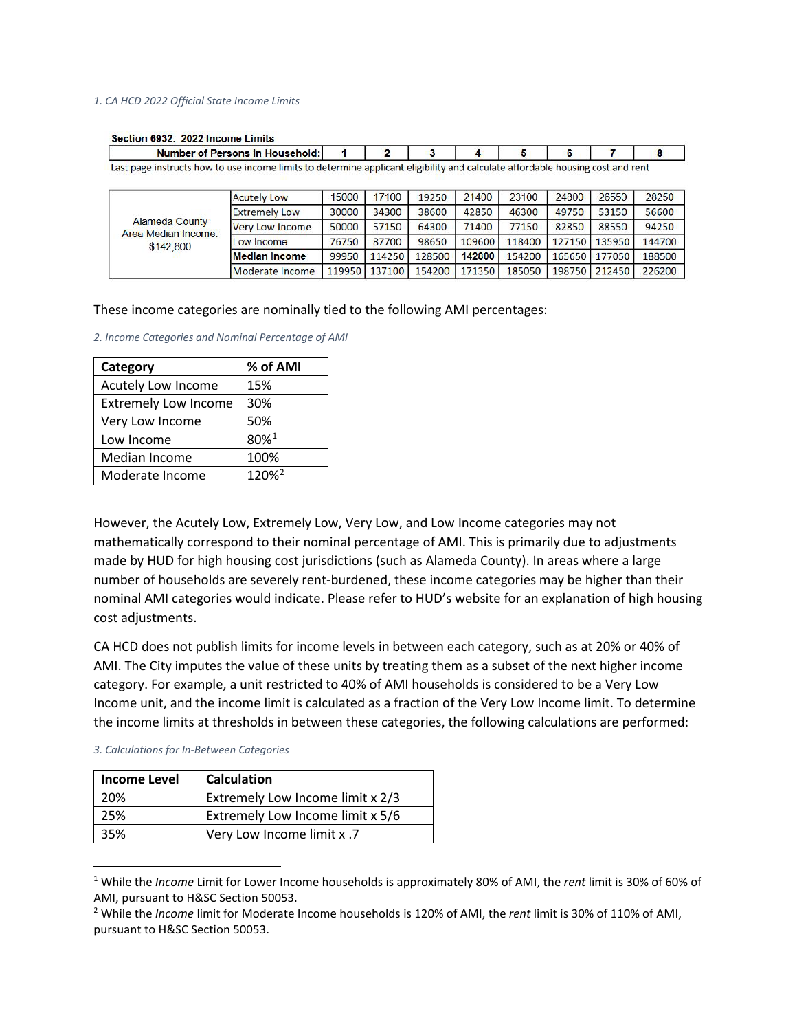*1. CA HCD 2022 Official State Income Limits*

**Section 6932. 2022 Income Limits**

Last page instructs how to use income limits to determine applicant eligibility and calculate affordable housing cost and rent

| | Number of Persons in Household: | 1 | 2 | 3 | 4 | 5 | 6 | 7 | 8 |
|---|---|---|---|---|---|---|---|---|---|
| Alameda County Area Median Income: $142,800 | Acutely Low | 15000 | 17100 | 19250 | 21400 | 23100 | 24800 | 26550 | 28250 |
| | Extremely Low | 30000 | 34300 | 38600 | 42850 | 46300 | 49750 | 53150 | 56600 |
| | Very Low Income | 50000 | 57150 | 64300 | 71400 | 77150 | 82850 | 88550 | 94250 |
| | Low Income | 76750 | 87700 | 98650 | 109600 | 118400 | 127150 | 135950 | 144700 |
| | **Median Income** | 99950 | 114250 | 128500 | **142800** | 154200 | 165650 | 177050 | 188500 |
| | Moderate Income | 119950 | 137100 | 154200 | 171350 | 185050 | 198750 | 212450 | 226200 |

These income categories are nominally tied to the following AMI percentages:

*2. Income Categories and Nominal Percentage of AMI*

| Category | % of AMI |
|---|---|
| Acutely Low Income | 15% |
| Extremely Low Income | 30% |
| Very Low Income | 50% |
| Low Income | 80%[1] |
| Median Income | 100% |
| Moderate Income | 120%[2] |

However, the Acutely Low, Extremely Low, Very Low, and Low Income categories may not mathematically correspond to their nominal percentage of AMI. This is primarily due to adjustments made by HUD for high housing cost jurisdictions (such as Alameda County). In areas where a large number of households are severely rent-burdened, these income categories may be higher than their nominal AMI categories would indicate. Please refer to HUD's website for an explanation of high housing cost adjustments.

CA HCD does not publish limits for income levels in between each category, such as at 20% or 40% of AMI. The City imputes the value of these units by treating them as a subset of the next higher income category. For example, a unit restricted to 40% of AMI households is considered to be a Very Low Income unit, and the income limit is calculated as a fraction of the Very Low Income limit. To determine the income limits at thresholds in between these categories, the following calculations are performed:

*3. Calculations for In-Between Categories*

| Income Level | Calculation |
|---|---|
| 20% | Extremely Low Income limit x 2/3 |
| 25% | Extremely Low Income limit x 5/6 |
| 35% | Very Low Income limit x .7 |

---

[1] While the *Income* Limit for Lower Income households is approximately 80% of AMI, the *rent* limit is 30% of 60% of AMI, pursuant to H&SC Section 50053.

[2] While the *Income* limit for Moderate Income households is 120% of AMI, the *rent* limit is 30% of 110% of AMI, pursuant to H&SC Section 50053.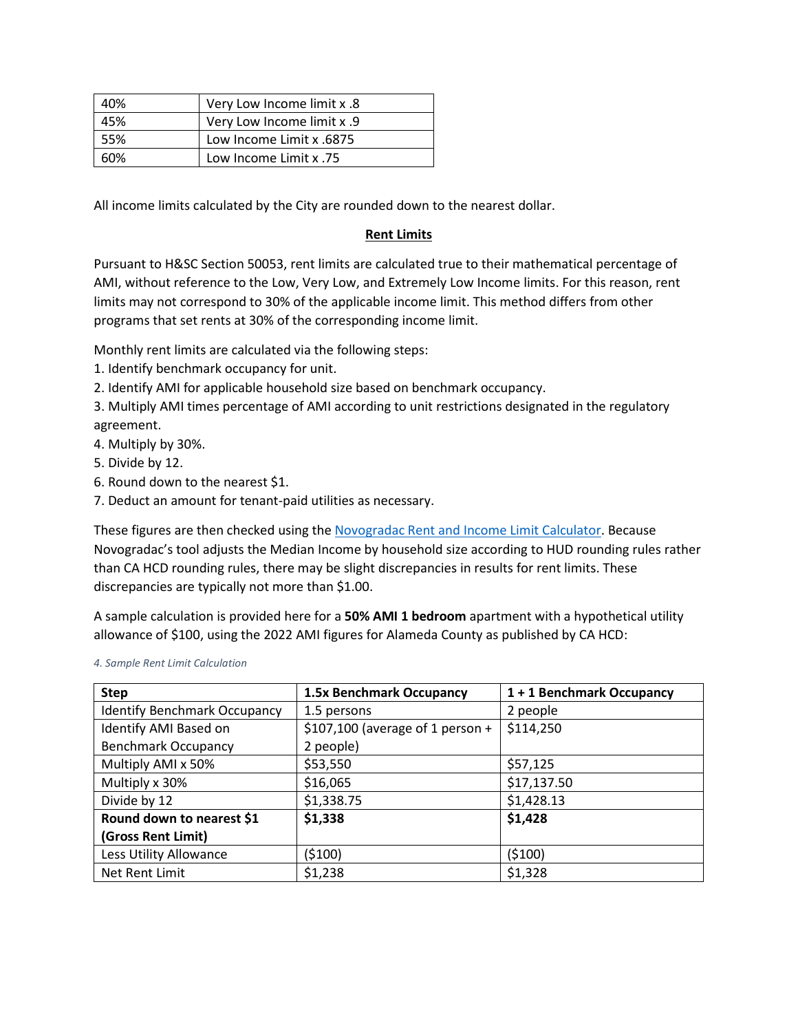| 40% | Very Low Income limit x .8 |
|---|---|
| 45% | Very Low Income limit x .9 |
| 55% | Low Income Limit x .6875 |
| 60% | Low Income Limit x .75 |

All income limits calculated by the City are rounded down to the nearest dollar.

## Rent Limits

Pursuant to H&SC Section 50053, rent limits are calculated true to their mathematical percentage of AMI, without reference to the Low, Very Low, and Extremely Low Income limits. For this reason, rent limits may not correspond to 30% of the applicable income limit. This method differs from other programs that set rents at 30% of the corresponding income limit.

Monthly rent limits are calculated via the following steps:

1. Identify benchmark occupancy for unit.
2. Identify AMI for applicable household size based on benchmark occupancy.
3. Multiply AMI times percentage of AMI according to unit restrictions designated in the regulatory agreement.
4. Multiply by 30%.
5. Divide by 12.
6. Round down to the nearest $1.
7. Deduct an amount for tenant-paid utilities as necessary.

These figures are then checked using the [Novogradac Rent and Income Limit Calculator](). Because Novogradac's tool adjusts the Median Income by household size according to HUD rounding rules rather than CA HCD rounding rules, there may be slight discrepancies in results for rent limits. These discrepancies are typically not more than $1.00.

A sample calculation is provided here for a **50% AMI 1 bedroom** apartment with a hypothetical utility allowance of $100, using the 2022 AMI figures for Alameda County as published by CA HCD:

*4. Sample Rent Limit Calculation*

| Step | 1.5x Benchmark Occupancy | 1 + 1 Benchmark Occupancy |
|---|---|---|
| Identify Benchmark Occupancy | 1.5 persons | 2 people |
| Identify AMI Based on Benchmark Occupancy | $107,100 (average of 1 person + 2 people) | $114,250 |
| Multiply AMI x 50% | $53,550 | $57,125 |
| Multiply x 30% | $16,065 | $17,137.50 |
| Divide by 12 | $1,338.75 | $1,428.13 |
| **Round down to nearest $1 (Gross Rent Limit)** | **$1,338** | **$1,428** |
| Less Utility Allowance | ($100) | ($100) |
| Net Rent Limit | $1,238 | $1,328 |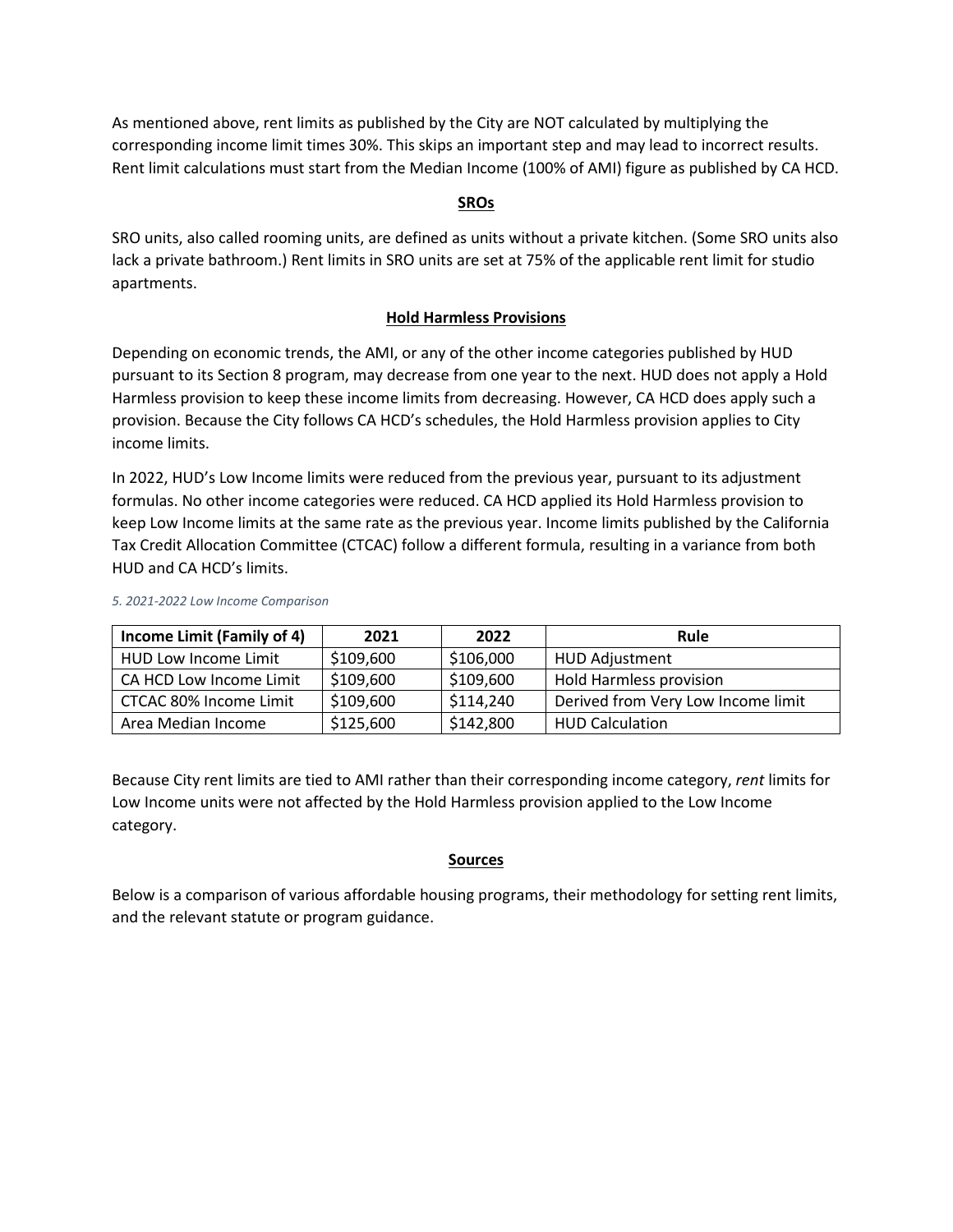As mentioned above, rent limits as published by the City are NOT calculated by multiplying the corresponding income limit times 30%. This skips an important step and may lead to incorrect results. Rent limit calculations must start from the Median Income (100% of AMI) figure as published by CA HCD.

## SROs

SRO units, also called rooming units, are defined as units without a private kitchen. (Some SRO units also lack a private bathroom.) Rent limits in SRO units are set at 75% of the applicable rent limit for studio apartments.

## Hold Harmless Provisions

Depending on economic trends, the AMI, or any of the other income categories published by HUD pursuant to its Section 8 program, may decrease from one year to the next. HUD does not apply a Hold Harmless provision to keep these income limits from decreasing. However, CA HCD does apply such a provision. Because the City follows CA HCD's schedules, the Hold Harmless provision applies to City income limits.

In 2022, HUD's Low Income limits were reduced from the previous year, pursuant to its adjustment formulas. No other income categories were reduced. CA HCD applied its Hold Harmless provision to keep Low Income limits at the same rate as the previous year. Income limits published by the California Tax Credit Allocation Committee (CTCAC) follow a different formula, resulting in a variance from both HUD and CA HCD's limits.

*5. 2021-2022 Low Income Comparison*

| Income Limit (Family of 4) | 2021 | 2022 | Rule |
|---|---|---|---|
| HUD Low Income Limit | $109,600 | $106,000 | HUD Adjustment |
| CA HCD Low Income Limit | $109,600 | $109,600 | Hold Harmless provision |
| CTCAC 80% Income Limit | $109,600 | $114,240 | Derived from Very Low Income limit |
| Area Median Income | $125,600 | $142,800 | HUD Calculation |

Because City rent limits are tied to AMI rather than their corresponding income category, *rent* limits for Low Income units were not affected by the Hold Harmless provision applied to the Low Income category.

## Sources

Below is a comparison of various affordable housing programs, their methodology for setting rent limits, and the relevant statute or program guidance.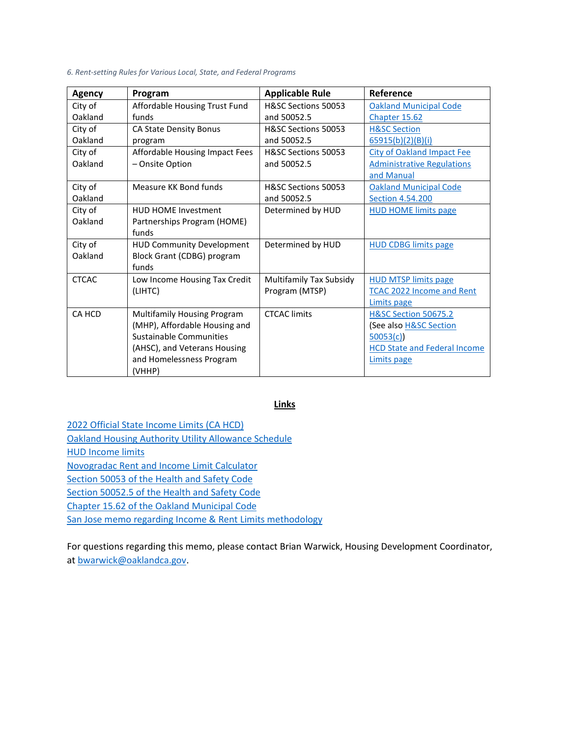*6. Rent-setting Rules for Various Local, State, and Federal Programs*

| Agency | Program | Applicable Rule | Reference |
|---|---|---|---|
| City of Oakland | Affordable Housing Trust Fund funds | H&SC Sections 50053 and 50052.5 | Oakland Municipal Code Chapter 15.62 |
| City of Oakland | CA State Density Bonus program | H&SC Sections 50053 and 50052.5 | H&SC Section 65915(b)(2)(B)(i) |
| City of Oakland | Affordable Housing Impact Fees – Onsite Option | H&SC Sections 50053 and 50052.5 | City of Oakland Impact Fee Administrative Regulations and Manual |
| City of Oakland | Measure KK Bond funds | H&SC Sections 50053 and 50052.5 | Oakland Municipal Code Section 4.54.200 |
| City of Oakland | HUD HOME Investment Partnerships Program (HOME) funds | Determined by HUD | HUD HOME limits page |
| City of Oakland | HUD Community Development Block Grant (CDBG) program funds | Determined by HUD | HUD CDBG limits page |
| CTCAC | Low Income Housing Tax Credit (LIHTC) | Multifamily Tax Subsidy Program (MTSP) | HUD MTSP limits page<br>TCAC 2022 Income and Rent Limits page |
| CA HCD | Multifamily Housing Program (MHP), Affordable Housing and Sustainable Communities (AHSC), and Veterans Housing and Homelessness Program (VHHP) | CTCAC limits | H&SC Section 50675.2<br>(See also H&SC Section 50053(c))<br>HCD State and Federal Income Limits page |

## Links

2022 Official State Income Limits (CA HCD)
Oakland Housing Authority Utility Allowance Schedule
HUD Income limits
Novogradac Rent and Income Limit Calculator
Section 50053 of the Health and Safety Code
Section 50052.5 of the Health and Safety Code
Chapter 15.62 of the Oakland Municipal Code
San Jose memo regarding Income & Rent Limits methodology

For questions regarding this memo, please contact Brian Warwick, Housing Development Coordinator, at bwarwick@oaklandca.gov.